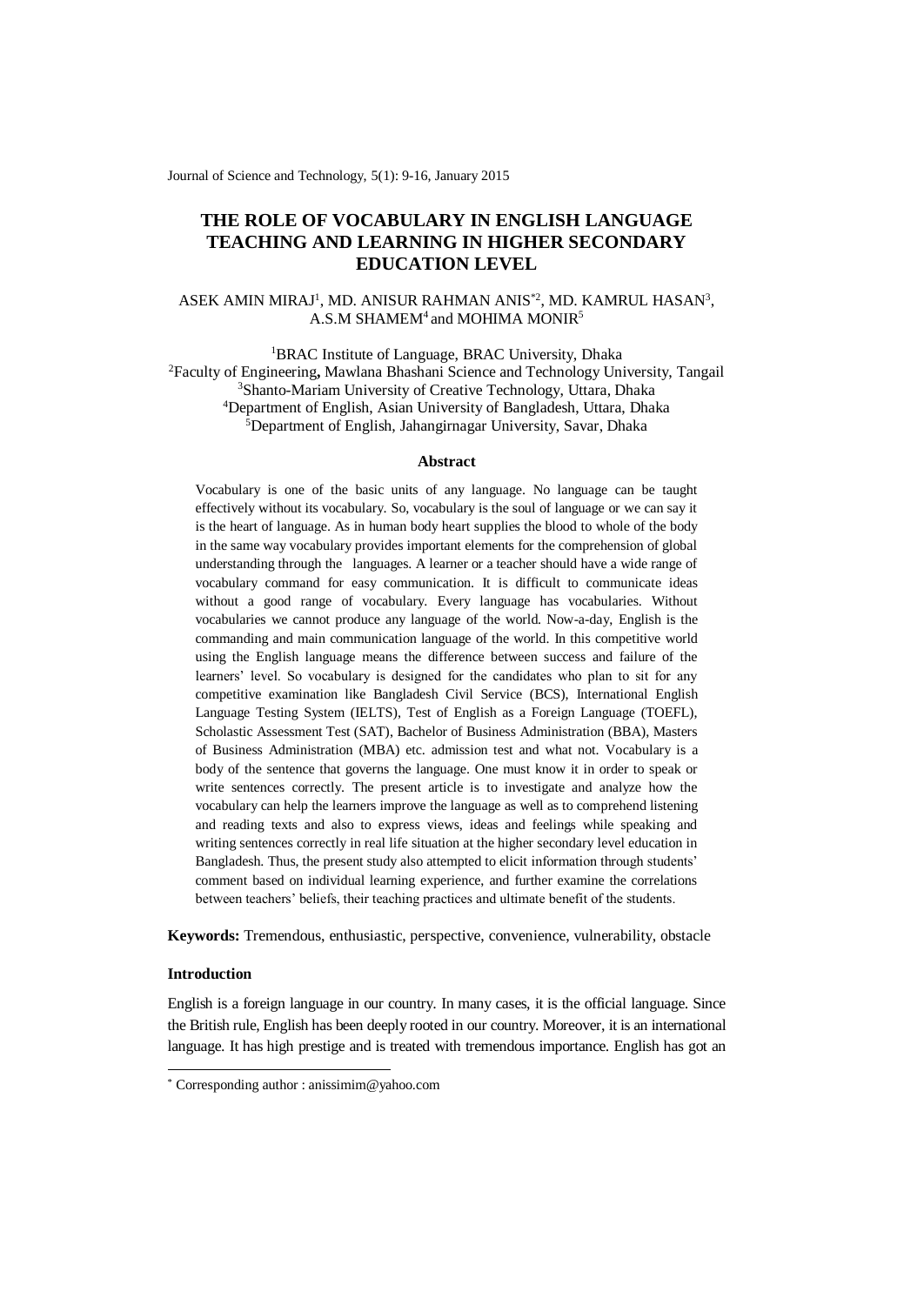# THE ROLE OF VOCABULARY IN ENGLISH LANGUAGE TEACHING AND LEARNING IN HIGHER SECONDARY EDUCATION LEVEL

ASEK AMIN MIRAJ[1], MD. ANISUR RAHMAN ANIS[*2], MD. KAMRUL HASAN[3], A.S.M SHAMEM[4] and MOHIMA MONIR[5]

[1]BRAC Institute of Language, BRAC University, Dhaka
[2]Faculty of Engineering, Mawlana Bhashani Science and Technology University, Tangail
[3]Shanto-Mariam University of Creative Technology, Uttara, Dhaka
[4]Department of English, Asian University of Bangladesh, Uttara, Dhaka
[5]Department of English, Jahangirnagar University, Savar, Dhaka

## Abstract

Vocabulary is one of the basic units of any language. No language can be taught effectively without its vocabulary. So, vocabulary is the soul of language or we can say it is the heart of language. As in human body heart supplies the blood to whole of the body in the same way vocabulary provides important elements for the comprehension of global understanding through the languages. A learner or a teacher should have a wide range of vocabulary command for easy communication. It is difficult to communicate ideas without a good range of vocabulary. Every language has vocabularies. Without vocabularies we cannot produce any language of the world. Now-a-day, English is the commanding and main communication language of the world. In this competitive world using the English language means the difference between success and failure of the learners' level. So vocabulary is designed for the candidates who plan to sit for any competitive examination like Bangladesh Civil Service (BCS), International English Language Testing System (IELTS), Test of English as a Foreign Language (TOEFL), Scholastic Assessment Test (SAT), Bachelor of Business Administration (BBA), Masters of Business Administration (MBA) etc. admission test and what not. Vocabulary is a body of the sentence that governs the language. One must know it in order to speak or write sentences correctly. The present article is to investigate and analyze how the vocabulary can help the learners improve the language as well as to comprehend listening and reading texts and also to express views, ideas and feelings while speaking and writing sentences correctly in real life situation at the higher secondary level education in Bangladesh. Thus, the present study also attempted to elicit information through students' comment based on individual learning experience, and further examine the correlations between teachers' beliefs, their teaching practices and ultimate benefit of the students.

**Keywords:** Tremendous, enthusiastic, perspective, convenience, vulnerability, obstacle

## Introduction

English is a foreign language in our country. In many cases, it is the official language. Since the British rule, English has been deeply rooted in our country. Moreover, it is an international language. It has high prestige and is treated with tremendous importance. English has got an

[*] Corresponding author : anissimim@yahoo.com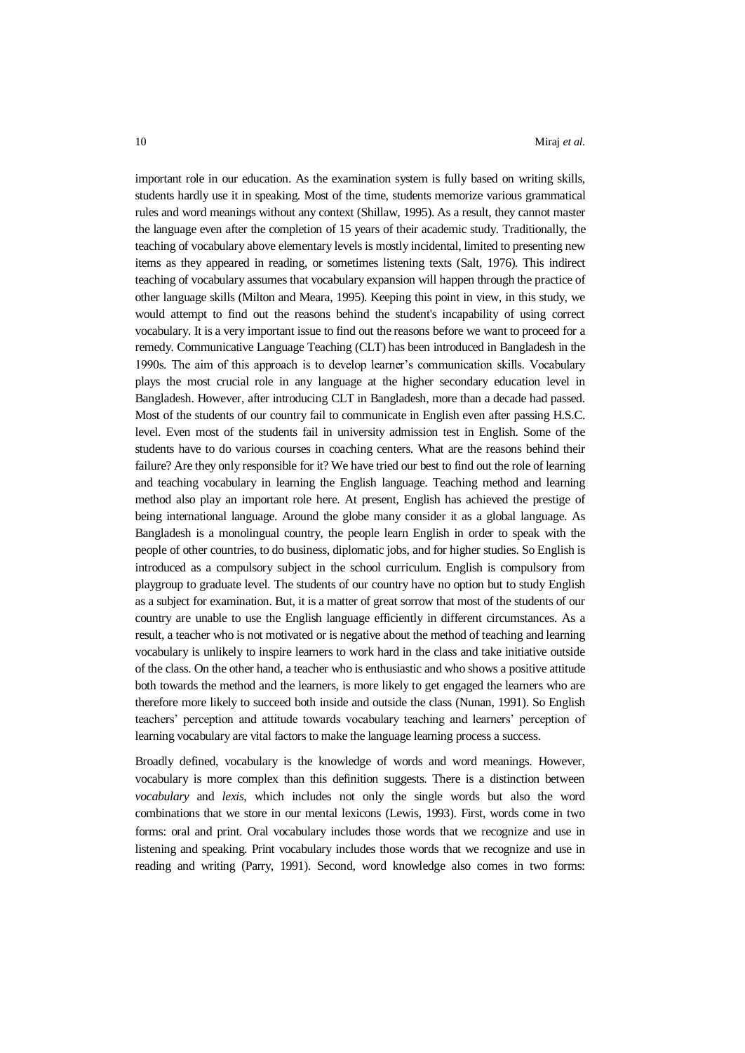important role in our education. As the examination system is fully based on writing skills, students hardly use it in speaking. Most of the time, students memorize various grammatical rules and word meanings without any context (Shillaw, 1995). As a result, they cannot master the language even after the completion of 15 years of their academic study. Traditionally, the teaching of vocabulary above elementary levels is mostly incidental, limited to presenting new items as they appeared in reading, or sometimes listening texts (Salt, 1976). This indirect teaching of vocabulary assumes that vocabulary expansion will happen through the practice of other language skills (Milton and Meara, 1995). Keeping this point in view, in this study, we would attempt to find out the reasons behind the student's incapability of using correct vocabulary. It is a very important issue to find out the reasons before we want to proceed for a remedy. Communicative Language Teaching (CLT) has been introduced in Bangladesh in the 1990s. The aim of this approach is to develop learner's communication skills. Vocabulary plays the most crucial role in any language at the higher secondary education level in Bangladesh. However, after introducing CLT in Bangladesh, more than a decade had passed. Most of the students of our country fail to communicate in English even after passing H.S.C. level. Even most of the students fail in university admission test in English. Some of the students have to do various courses in coaching centers. What are the reasons behind their failure? Are they only responsible for it? We have tried our best to find out the role of learning and teaching vocabulary in learning the English language. Teaching method and learning method also play an important role here. At present, English has achieved the prestige of being international language. Around the globe many consider it as a global language. As Bangladesh is a monolingual country, the people learn English in order to speak with the people of other countries, to do business, diplomatic jobs, and for higher studies. So English is introduced as a compulsory subject in the school curriculum. English is compulsory from playgroup to graduate level. The students of our country have no option but to study English as a subject for examination. But, it is a matter of great sorrow that most of the students of our country are unable to use the English language efficiently in different circumstances. As a result, a teacher who is not motivated or is negative about the method of teaching and learning vocabulary is unlikely to inspire learners to work hard in the class and take initiative outside of the class. On the other hand, a teacher who is enthusiastic and who shows a positive attitude both towards the method and the learners, is more likely to get engaged the learners who are therefore more likely to succeed both inside and outside the class (Nunan, 1991). So English teachers' perception and attitude towards vocabulary teaching and learners' perception of learning vocabulary are vital factors to make the language learning process a success.

Broadly defined, vocabulary is the knowledge of words and word meanings. However, vocabulary is more complex than this definition suggests. There is a distinction between *vocabulary* and *lexis*, which includes not only the single words but also the word combinations that we store in our mental lexicons (Lewis, 1993). First, words come in two forms: oral and print. Oral vocabulary includes those words that we recognize and use in listening and speaking. Print vocabulary includes those words that we recognize and use in reading and writing (Parry, 1991). Second, word knowledge also comes in two forms: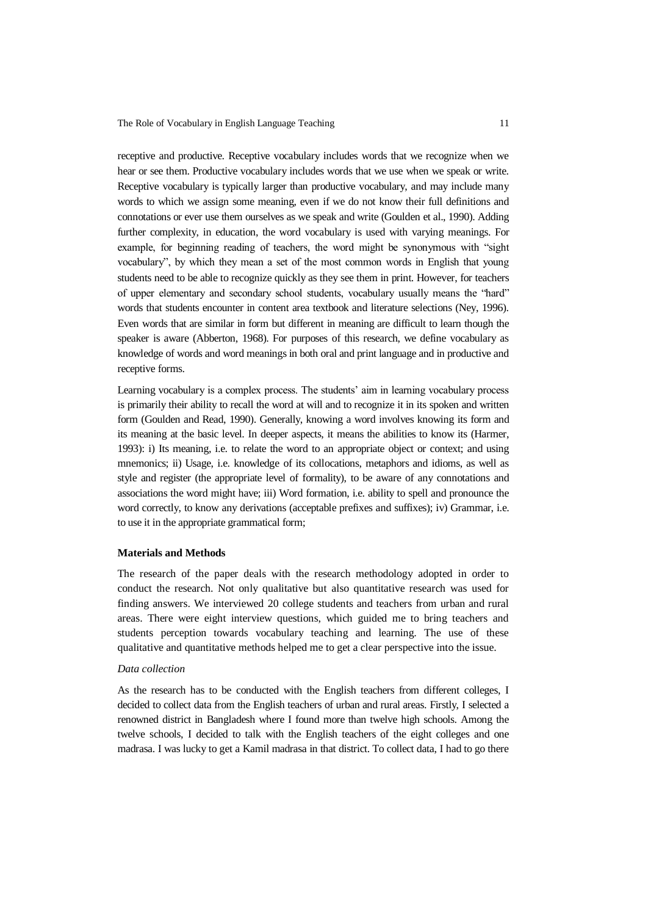receptive and productive. Receptive vocabulary includes words that we recognize when we hear or see them. Productive vocabulary includes words that we use when we speak or write. Receptive vocabulary is typically larger than productive vocabulary, and may include many words to which we assign some meaning, even if we do not know their full definitions and connotations or ever use them ourselves as we speak and write (Goulden et al., 1990). Adding further complexity, in education, the word vocabulary is used with varying meanings. For example, for beginning reading of teachers, the word might be synonymous with "sight vocabulary", by which they mean a set of the most common words in English that young students need to be able to recognize quickly as they see them in print. However, for teachers of upper elementary and secondary school students, vocabulary usually means the "hard" words that students encounter in content area textbook and literature selections (Ney, 1996). Even words that are similar in form but different in meaning are difficult to learn though the speaker is aware (Abberton, 1968). For purposes of this research, we define vocabulary as knowledge of words and word meanings in both oral and print language and in productive and receptive forms.

Learning vocabulary is a complex process. The students' aim in learning vocabulary process is primarily their ability to recall the word at will and to recognize it in its spoken and written form (Goulden and Read, 1990). Generally, knowing a word involves knowing its form and its meaning at the basic level. In deeper aspects, it means the abilities to know its (Harmer, 1993): i) Its meaning, i.e. to relate the word to an appropriate object or context; and using mnemonics; ii) Usage, i.e. knowledge of its collocations, metaphors and idioms, as well as style and register (the appropriate level of formality), to be aware of any connotations and associations the word might have; iii) Word formation, i.e. ability to spell and pronounce the word correctly, to know any derivations (acceptable prefixes and suffixes); iv) Grammar, i.e. to use it in the appropriate grammatical form;

**Materials and Methods**

The research of the paper deals with the research methodology adopted in order to conduct the research. Not only qualitative but also quantitative research was used for finding answers. We interviewed 20 college students and teachers from urban and rural areas. There were eight interview questions, which guided me to bring teachers and students perception towards vocabulary teaching and learning. The use of these qualitative and quantitative methods helped me to get a clear perspective into the issue.

*Data collection*

As the research has to be conducted with the English teachers from different colleges, I decided to collect data from the English teachers of urban and rural areas. Firstly, I selected a renowned district in Bangladesh where I found more than twelve high schools. Among the twelve schools, I decided to talk with the English teachers of the eight colleges and one madrasa. I was lucky to get a Kamil madrasa in that district. To collect data, I had to go there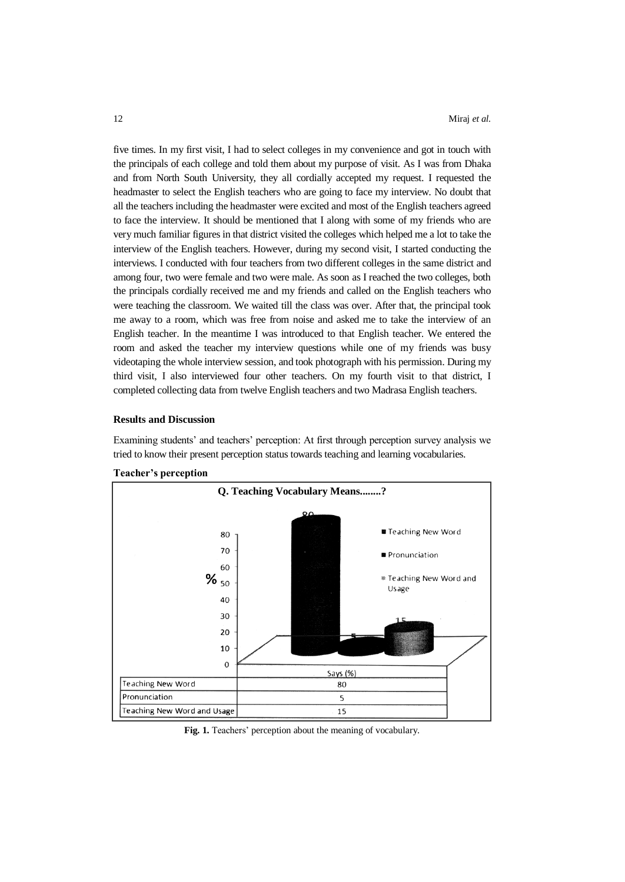five times. In my first visit, I had to select colleges in my convenience and got in touch with the principals of each college and told them about my purpose of visit. As I was from Dhaka and from North South University, they all cordially accepted my request. I requested the headmaster to select the English teachers who are going to face my interview. No doubt that all the teachers including the headmaster were excited and most of the English teachers agreed to face the interview. It should be mentioned that I along with some of my friends who are very much familiar figures in that district visited the colleges which helped me a lot to take the interview of the English teachers. However, during my second visit, I started conducting the interviews. I conducted with four teachers from two different colleges in the same district and among four, two were female and two were male. As soon as I reached the two colleges, both the principals cordially received me and my friends and called on the English teachers who were teaching the classroom. We waited till the class was over. After that, the principal took me away to a room, which was free from noise and asked me to take the interview of an English teacher. In the meantime I was introduced to that English teacher. We entered the room and asked the teacher my interview questions while one of my friends was busy videotaping the whole interview session, and took photograph with his permission. During my third visit, I also interviewed four other teachers. On my fourth visit to that district, I completed collecting data from twelve English teachers and two Madrasa English teachers.

**Results and Discussion**

Examining students' and teachers' perception: At first through perception survey analysis we tried to know their present perception status towards teaching and learning vocabularies.

**Teacher's perception**

**Q. Teaching Vocabulary Means........?**

| | Says (%) |
|---|---|
| Teaching New Word | 80 |
| Pronunciation | 5 |
| Teaching New Word and Usage | 15 |

**Fig. 1.** Teachers' perception about the meaning of vocabulary.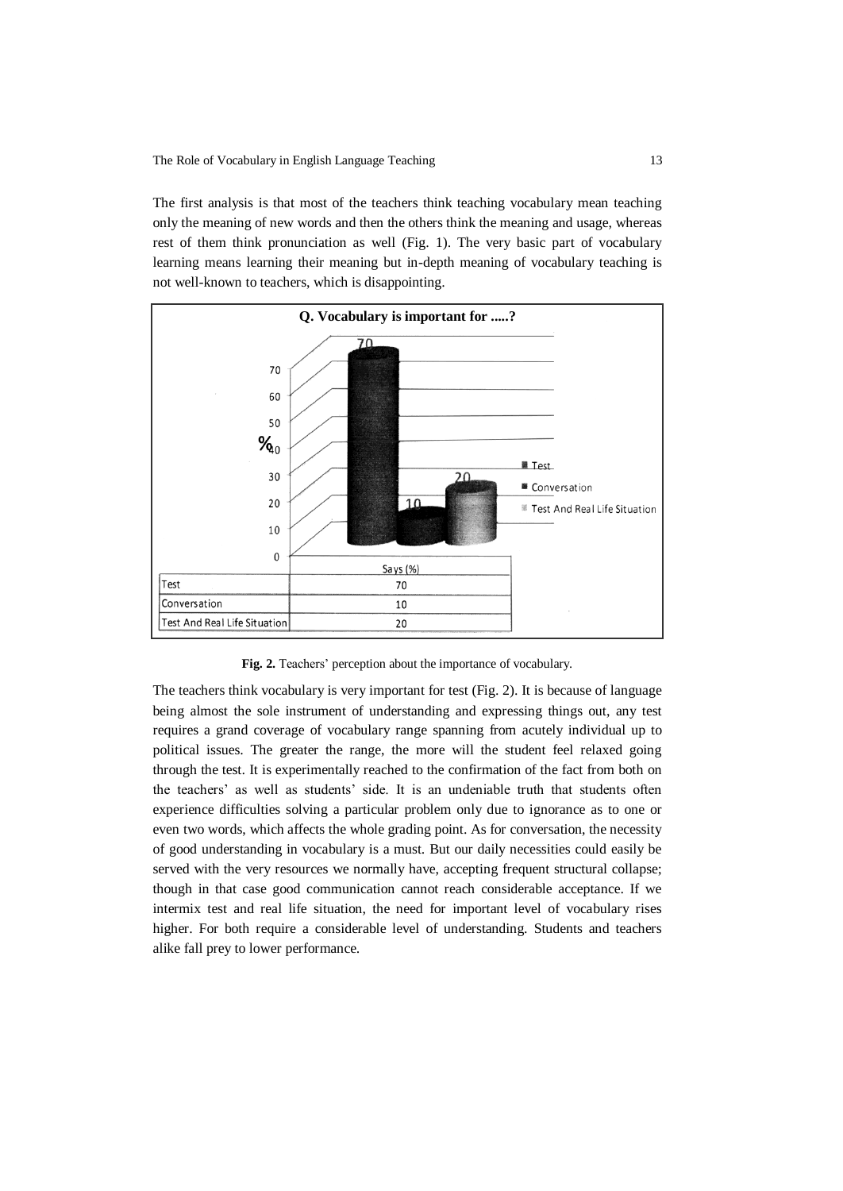The first analysis is that most of the teachers think teaching vocabulary mean teaching only the meaning of new words and then the others think the meaning and usage, whereas rest of them think pronunciation as well (Fig. 1). The very basic part of vocabulary learning means learning their meaning but in-depth meaning of vocabulary teaching is not well-known to teachers, which is disappointing.

**Q. Vocabulary is important for .....?**

| | Says (%) |
|---|---|
| Test | 70 |
| Conversation | 10 |
| Test And Real Life Situation | 20 |

**Fig. 2.** Teachers' perception about the importance of vocabulary.

The teachers think vocabulary is very important for test (Fig. 2). It is because of language being almost the sole instrument of understanding and expressing things out, any test requires a grand coverage of vocabulary range spanning from acutely individual up to political issues. The greater the range, the more will the student feel relaxed going through the test. It is experimentally reached to the confirmation of the fact from both on the teachers' as well as students' side. It is an undeniable truth that students often experience difficulties solving a particular problem only due to ignorance as to one or even two words, which affects the whole grading point. As for conversation, the necessity of good understanding in vocabulary is a must. But our daily necessities could easily be served with the very resources we normally have, accepting frequent structural collapse; though in that case good communication cannot reach considerable acceptance. If we intermix test and real life situation, the need for important level of vocabulary rises higher. For both require a considerable level of understanding. Students and teachers alike fall prey to lower performance.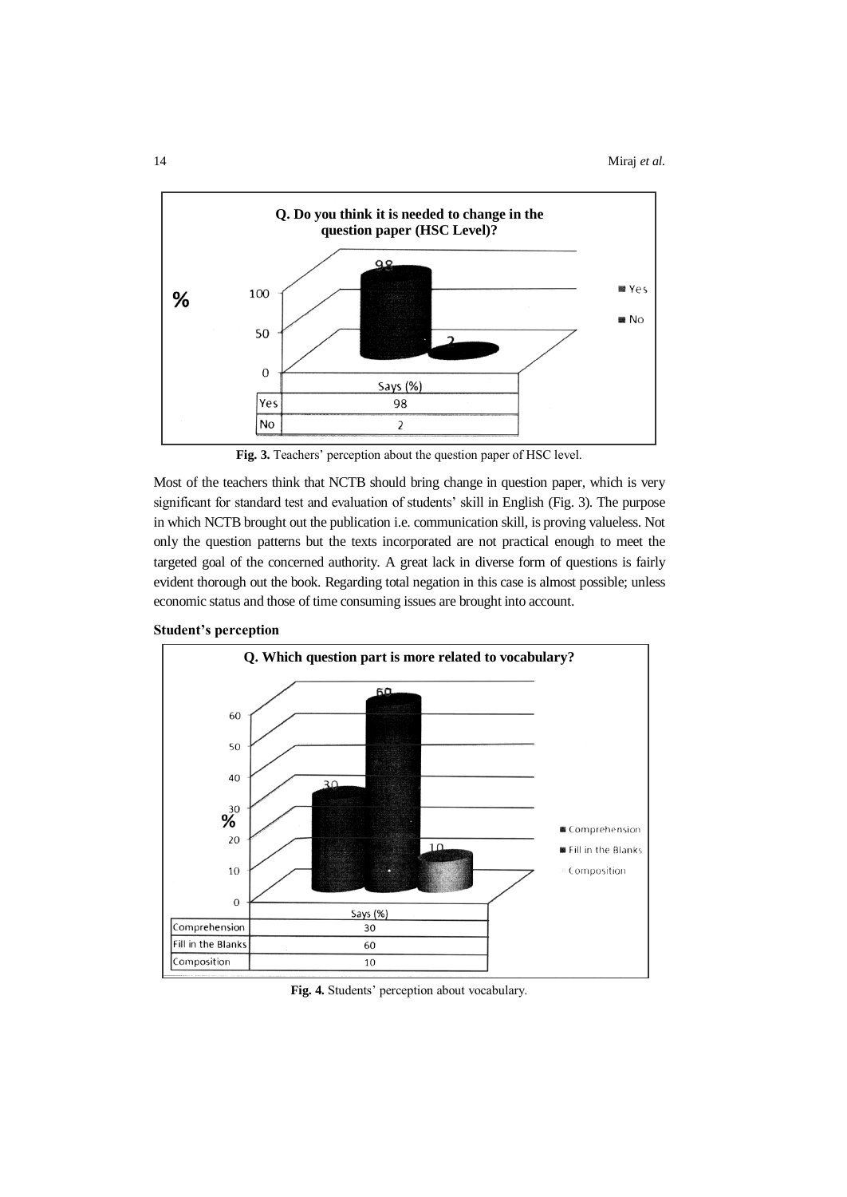**Q. Do you think it is needed to change in the question paper (HSC Level)?**

| | Says (%) |
|---|---|
| Yes | 98 |
| No | 2 |

**Fig. 3.** Teachers' perception about the question paper of HSC level.

Most of the teachers think that NCTB should bring change in question paper, which is very significant for standard test and evaluation of students' skill in English (Fig. 3). The purpose in which NCTB brought out the publication i.e. communication skill, is proving valueless. Not only the question patterns but the texts incorporated are not practical enough to meet the targeted goal of the concerned authority. A great lack in diverse form of questions is fairly evident thorough out the book. Regarding total negation in this case is almost possible; unless economic status and those of time consuming issues are brought into account.

**Student's perception**

**Q. Which question part is more related to vocabulary?**

| | Says (%) |
|---|---|
| Comprehension | 30 |
| Fill in the Blanks | 60 |
| Composition | 10 |

**Fig. 4.** Students' perception about vocabulary.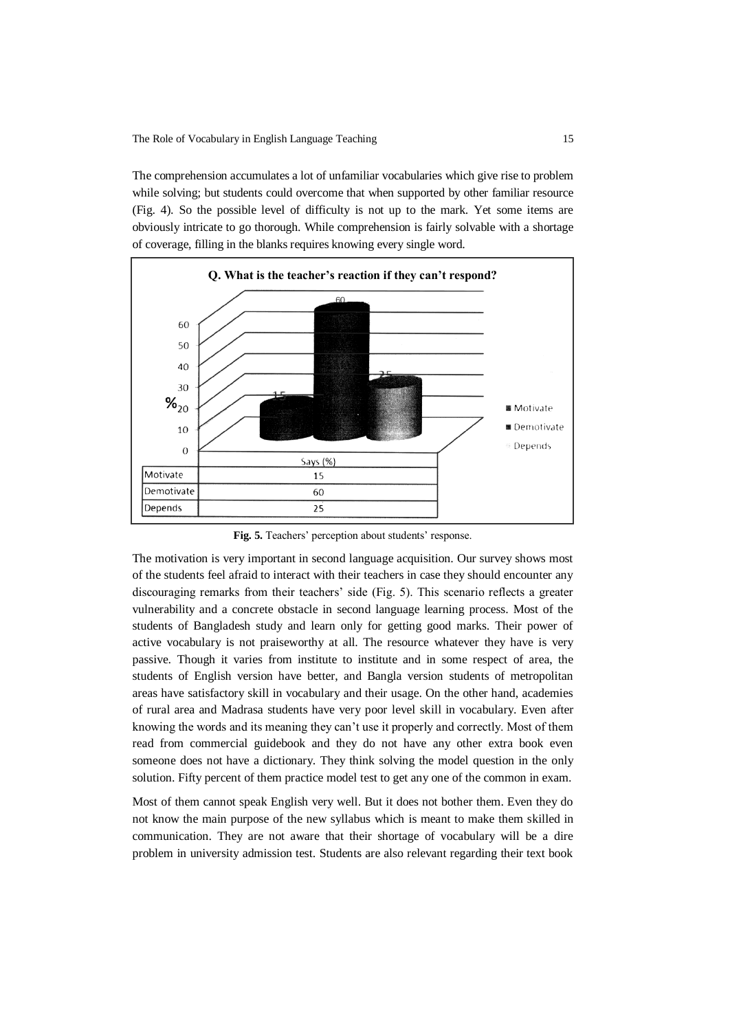The comprehension accumulates a lot of unfamiliar vocabularies which give rise to problem while solving; but students could overcome that when supported by other familiar resource (Fig. 4). So the possible level of difficulty is not up to the mark. Yet some items are obviously intricate to go thorough. While comprehension is fairly solvable with a shortage of coverage, filling in the blanks requires knowing every single word.

**Q. What is the teacher's reaction if they can't respond?**

| | Says (%) |
|---|---|
| Motivate | 15 |
| Demotivate | 60 |
| Depends | 25 |

**Fig. 5.** Teachers' perception about students' response.

The motivation is very important in second language acquisition. Our survey shows most of the students feel afraid to interact with their teachers in case they should encounter any discouraging remarks from their teachers' side (Fig. 5). This scenario reflects a greater vulnerability and a concrete obstacle in second language learning process. Most of the students of Bangladesh study and learn only for getting good marks. Their power of active vocabulary is not praiseworthy at all. The resource whatever they have is very passive. Though it varies from institute to institute and in some respect of area, the students of English version have better, and Bangla version students of metropolitan areas have satisfactory skill in vocabulary and their usage. On the other hand, academies of rural area and Madrasa students have very poor level skill in vocabulary. Even after knowing the words and its meaning they can't use it properly and correctly. Most of them read from commercial guidebook and they do not have any other extra book even someone does not have a dictionary. They think solving the model question in the only solution. Fifty percent of them practice model test to get any one of the common in exam.

Most of them cannot speak English very well. But it does not bother them. Even they do not know the main purpose of the new syllabus which is meant to make them skilled in communication. They are not aware that their shortage of vocabulary will be a dire problem in university admission test. Students are also relevant regarding their text book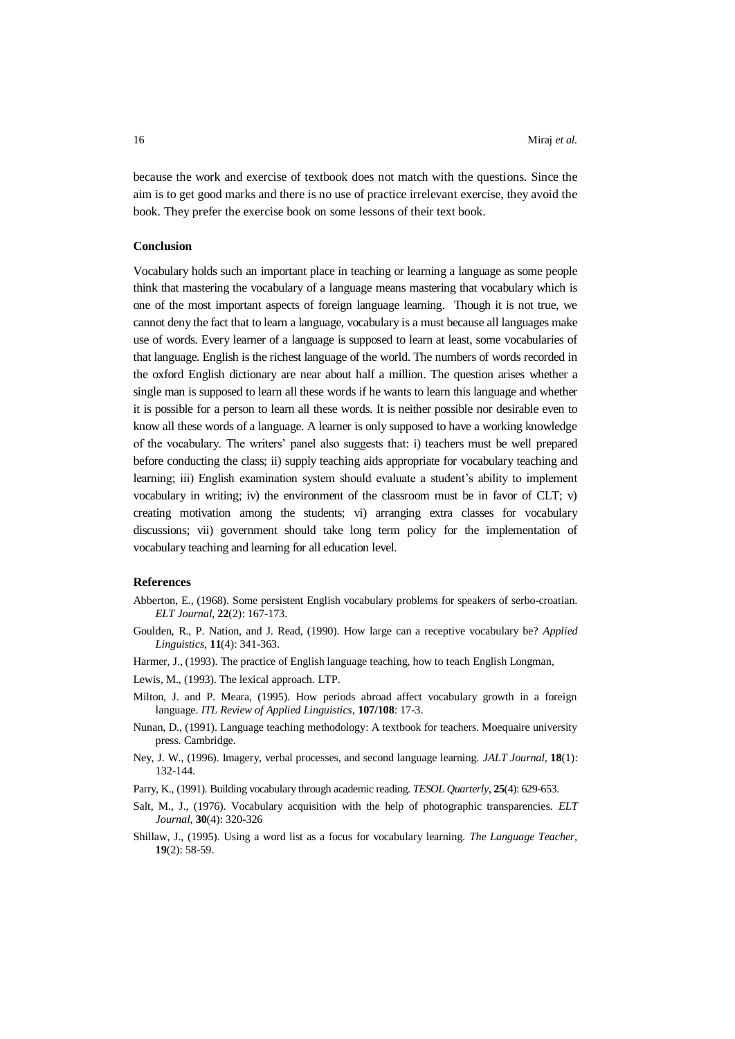because the work and exercise of textbook does not match with the questions. Since the aim is to get good marks and there is no use of practice irrelevant exercise, they avoid the book. They prefer the exercise book on some lessons of their text book.

### Conclusion

Vocabulary holds such an important place in teaching or learning a language as some people think that mastering the vocabulary of a language means mastering that vocabulary which is one of the most important aspects of foreign language learning. Though it is not true, we cannot deny the fact that to learn a language, vocabulary is a must because all languages make use of words. Every learner of a language is supposed to learn at least, some vocabularies of that language. English is the richest language of the world. The numbers of words recorded in the oxford English dictionary are near about half a million. The question arises whether a single man is supposed to learn all these words if he wants to learn this language and whether it is possible for a person to learn all these words. It is neither possible nor desirable even to know all these words of a language. A learner is only supposed to have a working knowledge of the vocabulary. The writers' panel also suggests that: i) teachers must be well prepared before conducting the class; ii) supply teaching aids appropriate for vocabulary teaching and learning; iii) English examination system should evaluate a student's ability to implement vocabulary in writing; iv) the environment of the classroom must be in favor of CLT; v) creating motivation among the students; vi) arranging extra classes for vocabulary discussions; vii) government should take long term policy for the implementation of vocabulary teaching and learning for all education level.

### References

Abberton, E., (1968). Some persistent English vocabulary problems for speakers of serbo-croatian. *ELT Journal*, **22**(2): 167-173.

Goulden, R., P. Nation, and J. Read, (1990). How large can a receptive vocabulary be? *Applied Linguistics*, **11**(4): 341-363.

Harmer, J., (1993). The practice of English language teaching, how to teach English Longman,

Lewis, M., (1993). The lexical approach. LTP.

Milton, J. and P. Meara, (1995). How periods abroad affect vocabulary growth in a foreign language. *ITL Review of Applied Linguistics*, **107/108**: 17-3.

Nunan, D., (1991). Language teaching methodology: A textbook for teachers. Moequaire university press. Cambridge.

Ney, J. W., (1996). Imagery, verbal processes, and second language learning. *JALT Journal*, **18**(1): 132-144.

Parry, K., (1991). Building vocabulary through academic reading. *TESOL Quarterly*, **25**(4): 629-653.

Salt, M., J., (1976). Vocabulary acquisition with the help of photographic transparencies. *ELT Journal*, **30**(4): 320-326

Shillaw, J., (1995). Using a word list as a focus for vocabulary learning. *The Language Teacher*, **19**(2): 58-59.